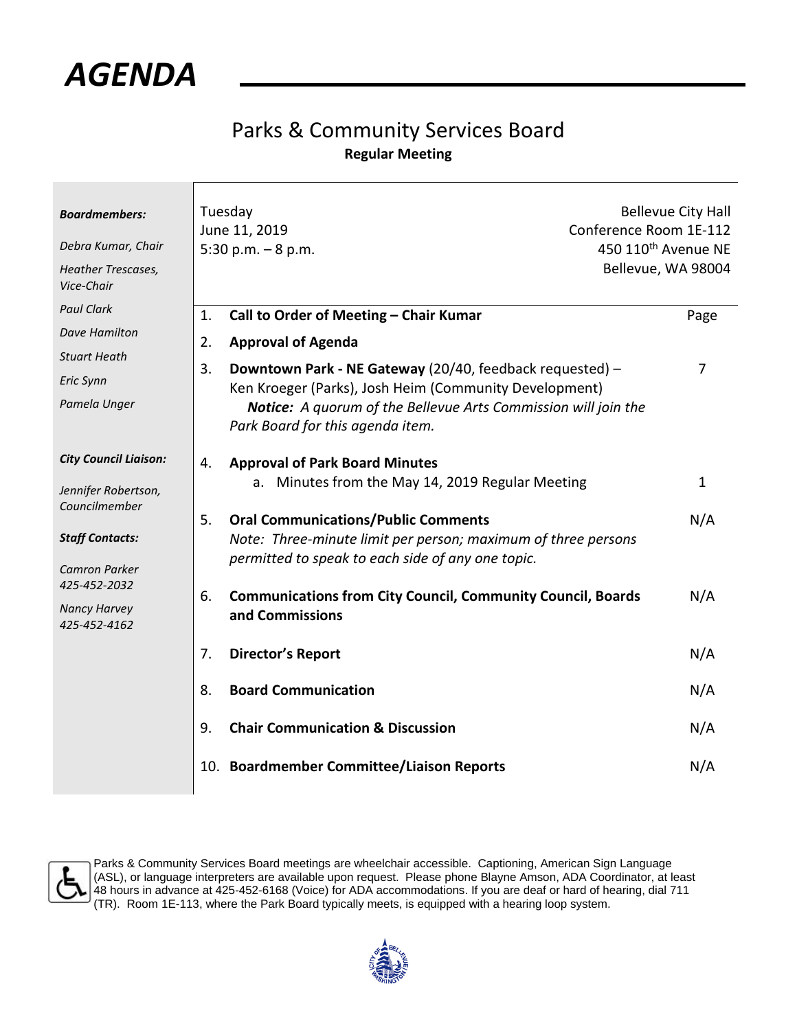# AGENDA

## Parks & Community Services Board

**Regular Meeting**

***Boardmembers:***

*Debra Kumar, Chair*

*Heather Trescases, Vice-Chair*

*Paul Clark*

*Dave Hamilton*

*Stuart Heath*

*Eric Synn*

*Pamela Unger*

***City Council Liaison:***

*Jennifer Robertson, Councilmember*

***Staff Contacts:***

*Camron Parker*
*425-452-2032*

*Nancy Harvey*
*425-452-4162*

Tuesday
June 11, 2019
5:30 p.m. – 8 p.m.

Bellevue City Hall
Conference Room 1E-112
450 110th Avenue NE
Bellevue, WA 98004

| | | Page |
|---|---|---|
| 1. | **Call to Order of Meeting – Chair Kumar** | |
| 2. | **Approval of Agenda** | |
| 3. | **Downtown Park - NE Gateway** (20/40, feedback requested) – Ken Kroeger (Parks), Josh Heim (Community Development) ***Notice:*** *A quorum of the Bellevue Arts Commission will join the Park Board for this agenda item.* | 7 |
| 4. | **Approval of Park Board Minutes** | |
| | a. Minutes from the May 14, 2019 Regular Meeting | 1 |
| 5. | **Oral Communications/Public Comments** *Note: Three-minute limit per person; maximum of three persons permitted to speak to each side of any one topic.* | N/A |
| 6. | **Communications from City Council, Community Council, Boards and Commissions** | N/A |
| 7. | **Director's Report** | N/A |
| 8. | **Board Communication** | N/A |
| 9. | **Chair Communication & Discussion** | N/A |
| 10. | **Boardmember Committee/Liaison Reports** | N/A |

Parks & Community Services Board meetings are wheelchair accessible. Captioning, American Sign Language (ASL), or language interpreters are available upon request. Please phone Blayne Amson, ADA Coordinator, at least 48 hours in advance at 425-452-6168 (Voice) for ADA accommodations. If you are deaf or hard of hearing, dial 711 (TR). Room 1E-113, where the Park Board typically meets, is equipped with a hearing loop system.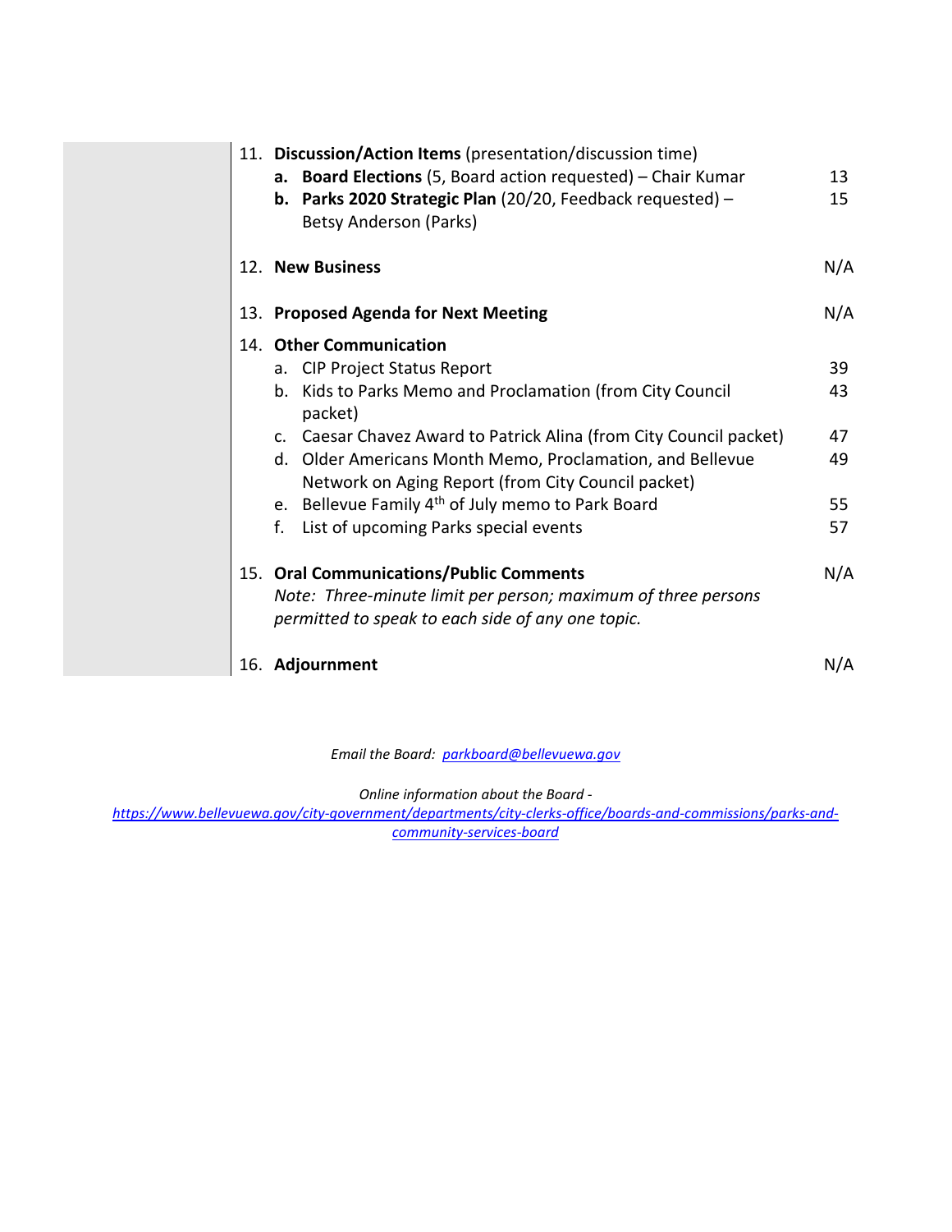| | |
|---|---|
| 11. **Discussion/Action Items** (presentation/discussion time) | |
| a. **Board Elections** (5, Board action requested) – Chair Kumar | 13 |
| b. **Parks 2020 Strategic Plan** (20/20, Feedback requested) – Betsy Anderson (Parks) | 15 |
| 12. **New Business** | N/A |
| 13. **Proposed Agenda for Next Meeting** | N/A |
| 14. **Other Communication** | |
| a. CIP Project Status Report | 39 |
| b. Kids to Parks Memo and Proclamation (from City Council packet) | 43 |
| c. Caesar Chavez Award to Patrick Alina (from City Council packet) | 47 |
| d. Older Americans Month Memo, Proclamation, and Bellevue Network on Aging Report (from City Council packet) | 49 |
| e. Bellevue Family 4th of July memo to Park Board | 55 |
| f. List of upcoming Parks special events | 57 |
| 15. **Oral Communications/Public Comments** *Note: Three-minute limit per person; maximum of three persons permitted to speak to each side of any one topic.* | N/A |
| 16. **Adjournment** | N/A |

*Email the Board: [parkboard@bellevuewa.gov](mailto:parkboard@bellevuewa.gov)*

*Online information about the Board - [https://www.bellevuewa.gov/city-government/departments/city-clerks-office/boards-and-commissions/parks-and-community-services-board](https://www.bellevuewa.gov/city-government/departments/city-clerks-office/boards-and-commissions/parks-and-community-services-board)*